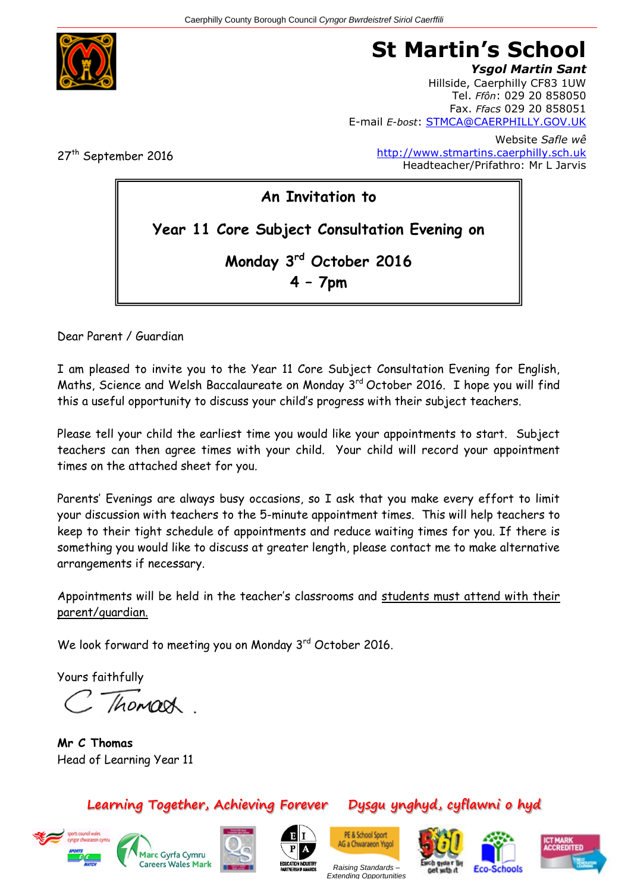Caerphilly County Borough Council *Cyngor Bwrdeistref Sirol Caerffili*

# St Martin's School

***Ysgol Martin Sant***

Hillside, Caerphilly CF83 1UW
Tel. *Ffôn*: 029 20 858050
Fax. *Ffacs* 029 20 858051
E-mail *E-bost*: STMCA@CAERPHILLY.GOV.UK

Website *Safle wê*
http://www.stmartins.caerphilly.sch.uk
Headteacher/Prifathro: Mr L Jarvis

27th September 2016

**An Invitation to**

**Year 11 Core Subject Consultation Evening on**

**Monday 3rd October 2016**

**4 – 7pm**

Dear Parent / Guardian

I am pleased to invite you to the Year 11 Core Subject Consultation Evening for English, Maths, Science and Welsh Baccalaureate on Monday 3rd October 2016. I hope you will find this a useful opportunity to discuss your child's progress with their subject teachers.

Please tell your child the earliest time you would like your appointments to start. Subject teachers can then agree times with your child. Your child will record your appointment times on the attached sheet for you.

Parents' Evenings are always busy occasions, so I ask that you make every effort to limit your discussion with teachers to the 5-minute appointment times. This will help teachers to keep to their tight schedule of appointments and reduce waiting times for you. If there is something you would like to discuss at greater length, please contact me to make alternative arrangements if necessary.

Appointments will be held in the teacher's classrooms and students must attend with their parent/guardian.

We look forward to meeting you on Monday 3rd October 2016.

Yours faithfully

C Thomas

**Mr C Thomas**
Head of Learning Year 11

**Learning Together, Achieving Forever** **Dysgu ynghyd, cyflawni o hyd**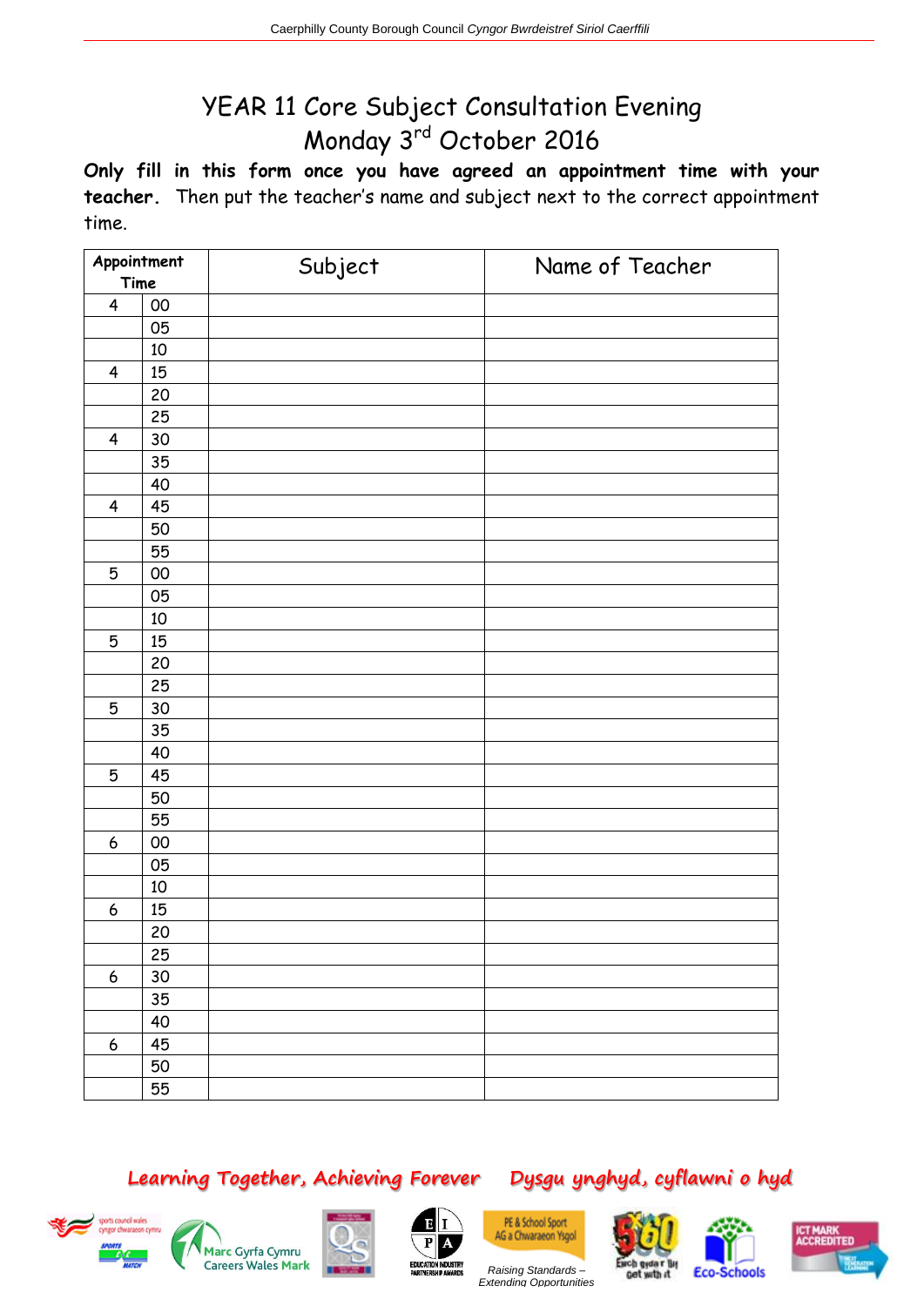# YEAR 11 Core Subject Consultation Evening
## Monday 3rd October 2016

**Only fill in this form once you have agreed an appointment time with your teacher.** Then put the teacher's name and subject next to the correct appointment time.

| Appointment Time | | Subject | Name of Teacher |
|---|---|---|---|
| 4 | 00 | | |
| | 05 | | |
| | 10 | | |
| 4 | 15 | | |
| | 20 | | |
| | 25 | | |
| 4 | 30 | | |
| | 35 | | |
| | 40 | | |
| 4 | 45 | | |
| | 50 | | |
| | 55 | | |
| 5 | 00 | | |
| | 05 | | |
| | 10 | | |
| 5 | 15 | | |
| | 20 | | |
| | 25 | | |
| 5 | 30 | | |
| | 35 | | |
| | 40 | | |
| 5 | 45 | | |
| | 50 | | |
| | 55 | | |
| 6 | 00 | | |
| | 05 | | |
| | 10 | | |
| 6 | 15 | | |
| | 20 | | |
| | 25 | | |
| 6 | 30 | | |
| | 35 | | |
| | 40 | | |
| 6 | 45 | | |
| | 50 | | |
| | 55 | | |

*Learning Together, Achieving Forever* *Dysgu ynghyd, cyflawni o hyd*